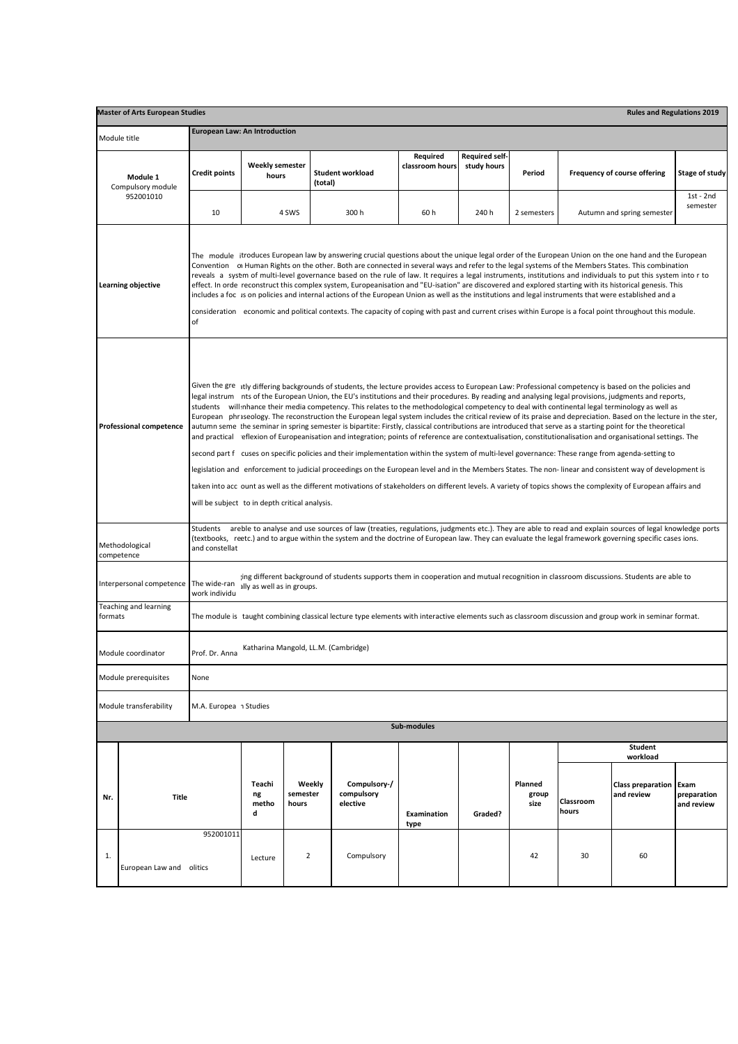**Master of Arts European Studies** | **Rules and Regulations 2019**

| Module title | **European Law: An Introduction** | | | | | | | |
|---|---|---|---|---|---|---|---|---|
| **Module 1** Compulsory module 952001010 | **Credit points** | **Weekly semester hours** | **Student workload (total)** | **Required classroom hours** | **Required self-study hours** | **Period** | **Frequency of course offering** | **Stage of study** |
| | 10 | 4 SWS | 300 h | 60 h | 240 h | 2 semesters | Autumn and spring semester | 1st - 2nd semester |
| **Learning objective** | The module itroduces European law by answering crucial questions about the unique legal order of the European Union on the one hand and the European Convention on Human Rights on the other. Both are connected in several ways and refer to the legal systems of the Members States. This combination reveals a systm of multi-level governance based on the rule of law. It requires a legal instruments, institutions and individuals to put this system into r to effect. In orde reconstruct this complex system, Europeanisation and "EU-isation" are discovered and explored starting with its historical genesis. This includes a foc is on policies and internal actions of the European Union as well as the institutions and legal instruments that were established and a consideration of economic and political contexts. The capacity of coping with past and current crises within Europe is a focal point throughout this module. | | | | | | | |
| **Professional competence** | Given the gre tly differing backgrounds of students, the lecture provides access to European Law: Professional competency is based on the policies and legal instrum nts of the European Union, the EU's institutions and their procedures. By reading and analysing legal provisions, judgments and reports, students will nhance their media competency. This relates to the methodological competency to deal with continental legal terminology as well as European phraseology. The reconstruction the European legal system includes the critical review of its praise and depreciation. Based on the lecture in the ster, autumn seme the seminar in spring semester is bipartite: Firstly, classical contributions are introduced that serve as a starting point for the theoretical and practical eflexion of Europeanisation and integration; points of reference are contextualisation, constitutionalisation and organisational settings. The second part f cuses on specific policies and their implementation within the system of multi-level governance: These range from agenda-setting to legislation and enforcement to judicial proceedings on the European level and in the Members States. The non- linear and consistent way of development is taken into acc ount as well as the different motivations of stakeholders on different levels. A variety of topics shows the complexity of European affairs and will be subject to in depth critical analysis. | | | | | | | |
| Methodological competence | Students areble to analyse and use sources of law (treaties, regulations, judgments etc.). They are able to read and explain sources of legal knowledge ports (textbooks, reetc.) and to argue within the system and the doctrine of European law. They can evaluate the legal framework governing specific cases ions. and constellat | | | | | | | |
| Interpersonal competence | The wide-ran ;ing different background of students supports them in cooperation and mutual recognition in classroom discussions. Students are able to work individu ally as well as in groups. | | | | | | | |
| Teaching and learning formats | The module is taught combining classical lecture type elements with interactive elements such as classroom discussion and group work in seminar format. | | | | | | | |
| Module coordinator | Prof. Dr. Anna Katharina Mangold, LL.M. (Cambridge) | | | | | | | |
| Module prerequisites | None | | | | | | | |
| Module transferability | M.A. Europea n Studies | | | | | | | |

**Sub-modules**

| Nr. | Title | Teaching method | Weekly semester hours | Compulsory-/ compulsory elective | Examination type | Graded? | Planned group size | Student workload: Classroom hours | Class preparation and review | Exam preparation and review |
|---|---|---|---|---|---|---|---|---|---|---|
| 1. | 952001011 European Law and olitics | Lecture | 2 | Compulsory | | | 42 | 30 | 60 | |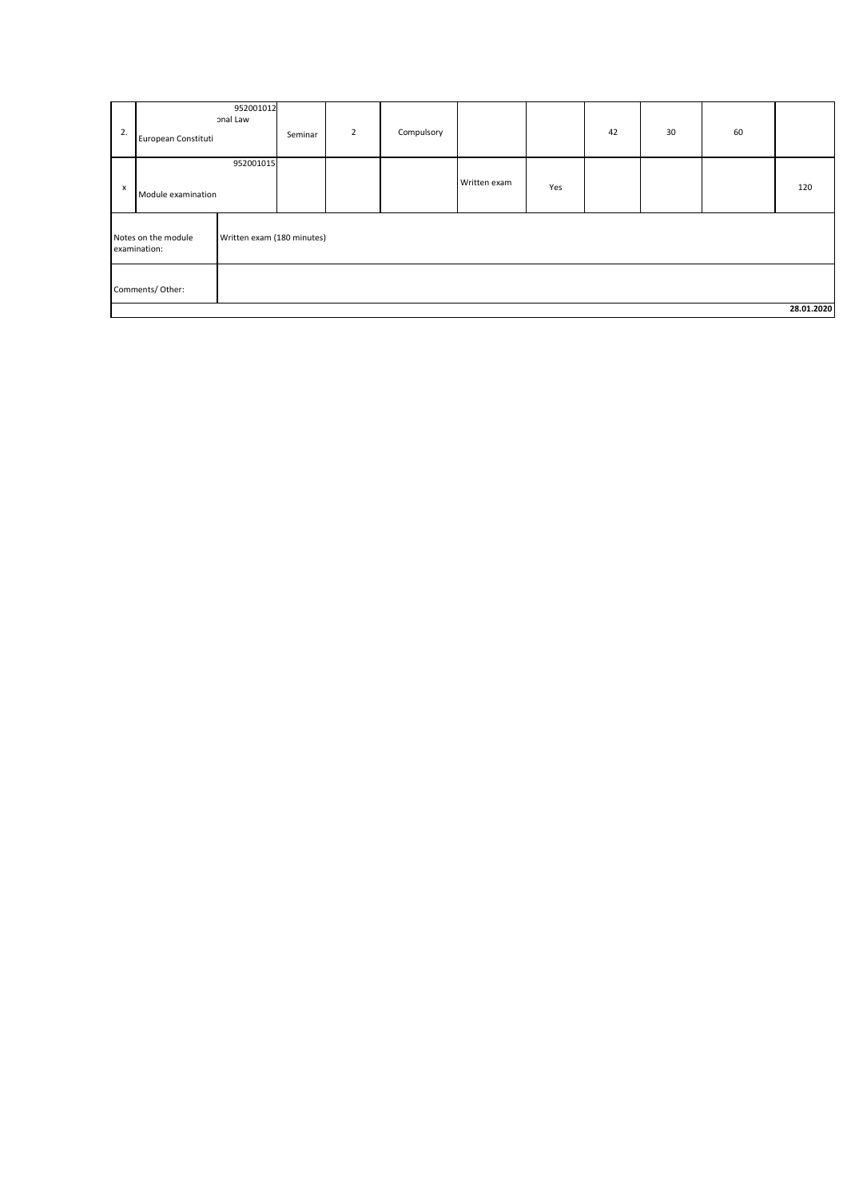| | | | | | | | | | | |
|---|---|---|---|---|---|---|---|---|---|---|
| 2. | European Constitutional Law 952001012 | Seminar | 2 | Compulsory | | | 42 | 30 | 60 | |
| x | Module examination 952001015 | | | | Written exam | Yes | | | | 120 |

| | |
|---|---|
| Notes on the module examination: | Written exam (180 minutes) |
| Comments/ Other: | |

**28.01.2020**